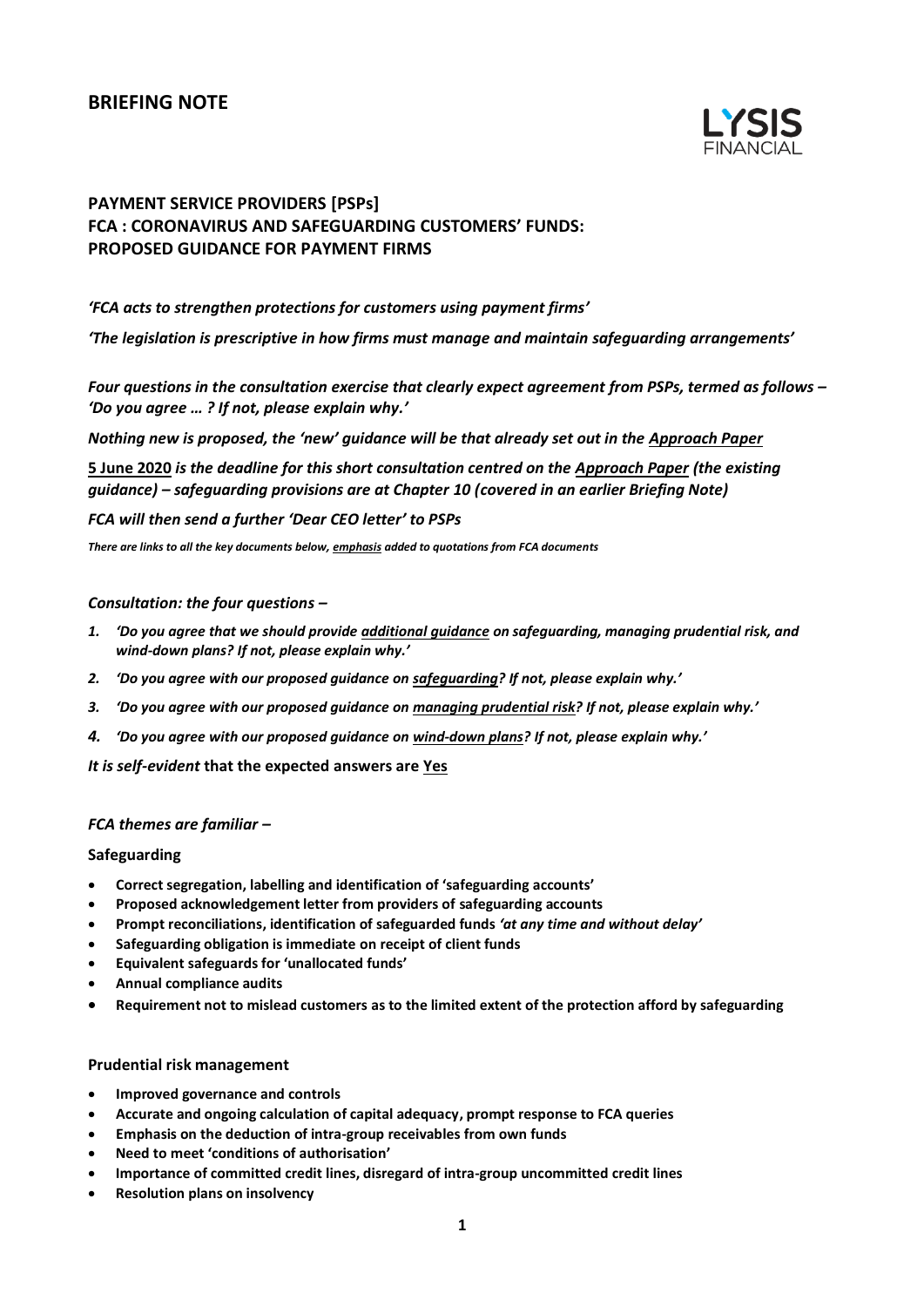# BRIEFING NOTE

## PAYMENT SERVICE PROVIDERS [PSPs]
## FCA : CORONAVIRUS AND SAFEGUARDING CUSTOMERS' FUNDS: PROPOSED GUIDANCE FOR PAYMENT FIRMS

*'FCA acts to strengthen protections for customers using payment firms'*

*'The legislation is prescriptive in how firms must manage and maintain safeguarding arrangements'*

***Four questions in the consultation exercise that clearly expect agreement from PSPs, termed as follows – 'Do you agree … ? If not, please explain why.'***

***Nothing new is proposed, the 'new' guidance will be that already set out in the Approach Paper***

**5 June 2020** ***is the deadline for this short consultation centred on the Approach Paper (the existing guidance) – safeguarding provisions are at Chapter 10 (covered in an earlier Briefing Note)***

***FCA will then send a further 'Dear CEO letter' to PSPs***

***There are links to all the key documents below, emphasis added to quotations from FCA documents***

***Consultation: the four questions –***

1. ***'Do you agree that we should provide additional guidance on safeguarding, managing prudential risk, and wind-down plans? If not, please explain why.'***
2. ***'Do you agree with our proposed guidance on safeguarding? If not, please explain why.'***
3. ***'Do you agree with our proposed guidance on managing prudential risk? If not, please explain why.'***
4. ***'Do you agree with our proposed guidance on wind-down plans? If not, please explain why.'***

***It is self-evident*** **that the expected answers are Yes**

***FCA themes are familiar –***

**Safeguarding**

- **Correct segregation, labelling and identification of 'safeguarding accounts'**
- **Proposed acknowledgement letter from providers of safeguarding accounts**
- **Prompt reconciliations, identification of safeguarded funds *'at any time and without delay'***
- **Safeguarding obligation is immediate on receipt of client funds**
- **Equivalent safeguards for 'unallocated funds'**
- **Annual compliance audits**
- **Requirement not to mislead customers as to the limited extent of the protection afford by safeguarding**

**Prudential risk management**

- **Improved governance and controls**
- **Accurate and ongoing calculation of capital adequacy, prompt response to FCA queries**
- **Emphasis on the deduction of intra-group receivables from own funds**
- **Need to meet 'conditions of authorisation'**
- **Importance of committed credit lines, disregard of intra-group uncommitted credit lines**
- **Resolution plans on insolvency**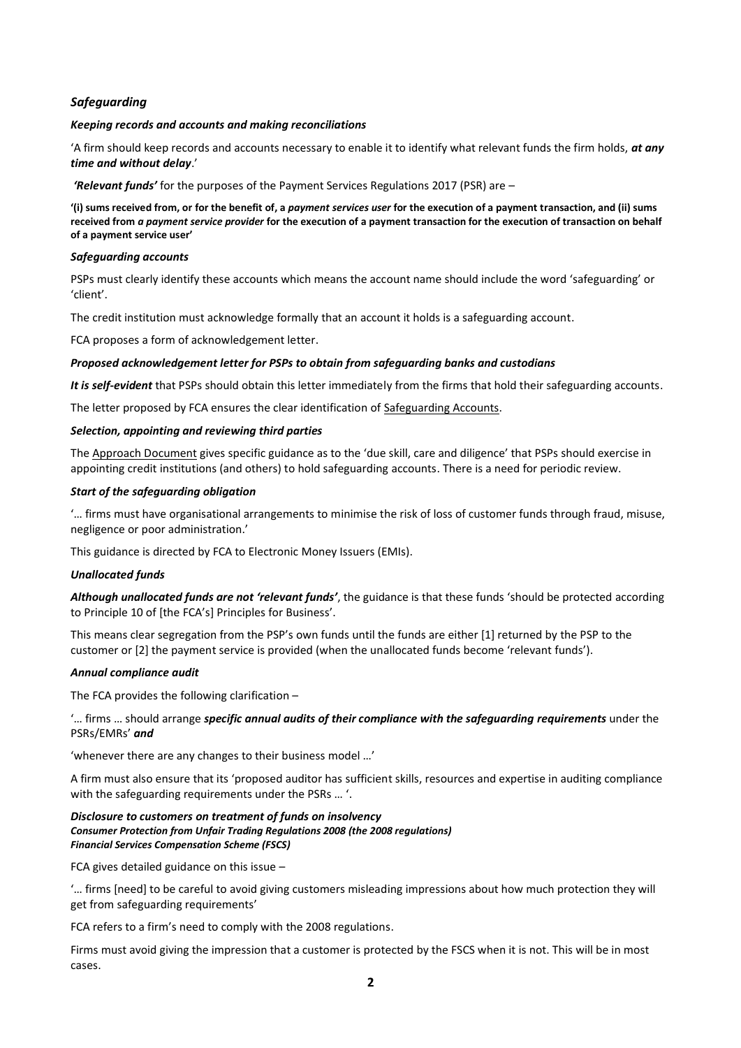## *Safeguarding*

#### *Keeping records and accounts and making reconciliations*

'A firm should keep records and accounts necessary to enable it to identify what relevant funds the firm holds, ***at any time and without delay***.'

***'Relevant funds'*** for the purposes of the Payment Services Regulations 2017 (PSR) are –

**'(i) sums received from, or for the benefit of, a *payment services user* for the execution of a payment transaction, and (ii) sums received from *a payment service provider* for the execution of a payment transaction for the execution of transaction on behalf of a payment service user'**

#### *Safeguarding accounts*

PSPs must clearly identify these accounts which means the account name should include the word 'safeguarding' or 'client'.

The credit institution must acknowledge formally that an account it holds is a safeguarding account.

FCA proposes a form of acknowledgement letter.

#### *Proposed acknowledgement letter for PSPs to obtain from safeguarding banks and custodians*

***It is self-evident*** that PSPs should obtain this letter immediately from the firms that hold their safeguarding accounts.

The letter proposed by FCA ensures the clear identification of Safeguarding Accounts.

#### *Selection, appointing and reviewing third parties*

The Approach Document gives specific guidance as to the 'due skill, care and diligence' that PSPs should exercise in appointing credit institutions (and others) to hold safeguarding accounts. There is a need for periodic review.

#### *Start of the safeguarding obligation*

'… firms must have organisational arrangements to minimise the risk of loss of customer funds through fraud, misuse, negligence or poor administration.'

This guidance is directed by FCA to Electronic Money Issuers (EMIs).

#### *Unallocated funds*

***Although unallocated funds are not 'relevant funds'***, the guidance is that these funds 'should be protected according to Principle 10 of [the FCA's] Principles for Business'.

This means clear segregation from the PSP's own funds until the funds are either [1] returned by the PSP to the customer or [2] the payment service is provided (when the unallocated funds become 'relevant funds').

#### *Annual compliance audit*

The FCA provides the following clarification –

'… firms … should arrange ***specific annual audits of their compliance with the safeguarding requirements*** under the PSRs/EMRs' ***and***

'whenever there are any changes to their business model …'

A firm must also ensure that its 'proposed auditor has sufficient skills, resources and expertise in auditing compliance with the safeguarding requirements under the PSRs … '.

#### *Disclosure to customers on treatment of funds on insolvency*
***Consumer Protection from Unfair Trading Regulations 2008 (the 2008 regulations)***
***Financial Services Compensation Scheme (FSCS)***

FCA gives detailed guidance on this issue –

'… firms [need] to be careful to avoid giving customers misleading impressions about how much protection they will get from safeguarding requirements'

FCA refers to a firm's need to comply with the 2008 regulations.

Firms must avoid giving the impression that a customer is protected by the FSCS when it is not. This will be in most cases.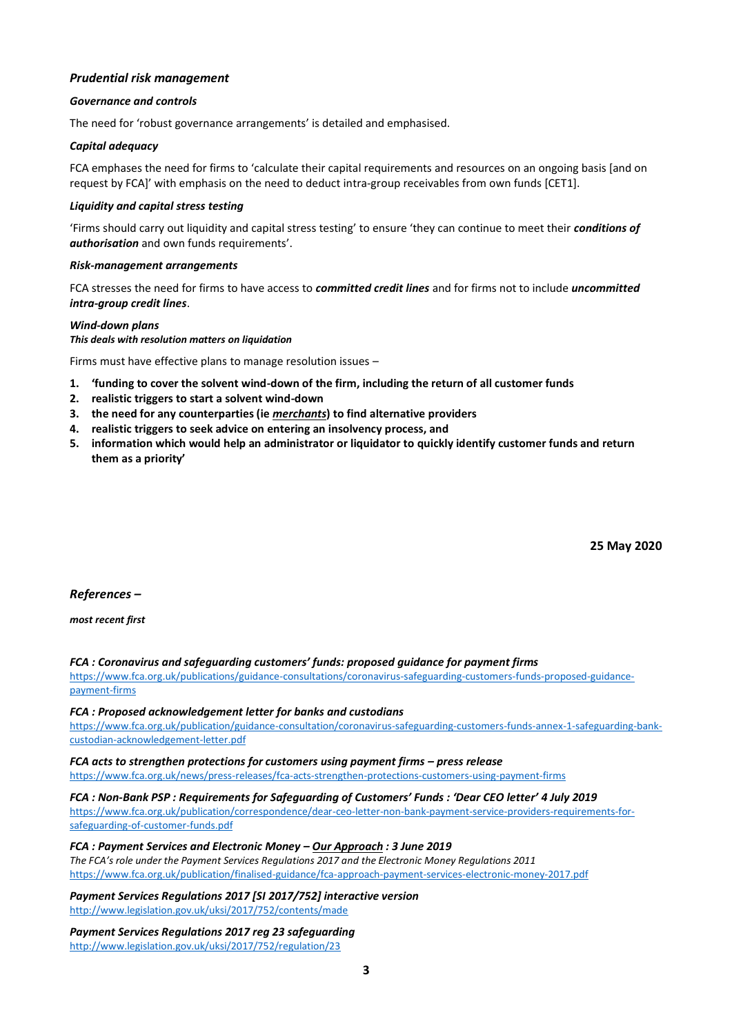### *Prudential risk management*

#### *Governance and controls*

The need for 'robust governance arrangements' is detailed and emphasised.

#### *Capital adequacy*

FCA emphases the need for firms to 'calculate their capital requirements and resources on an ongoing basis [and on request by FCA]' with emphasis on the need to deduct intra-group receivables from own funds [CET1].

#### *Liquidity and capital stress testing*

'Firms should carry out liquidity and capital stress testing' to ensure 'they can continue to meet their ***conditions of authorisation*** and own funds requirements'.

#### *Risk-management arrangements*

FCA stresses the need for firms to have access to ***committed credit lines*** and for firms not to include ***uncommitted intra-group credit lines***.

#### *Wind-down plans*

***This deals with resolution matters on liquidation***

Firms must have effective plans to manage resolution issues –

1. **'funding to cover the solvent wind-down of the firm, including the return of all customer funds**
2. **realistic triggers to start a solvent wind-down**
3. **the need for any counterparties (ie *merchants*) to find alternative providers**
4. **realistic triggers to seek advice on entering an insolvency process, and**
5. **information which would help an administrator or liquidator to quickly identify customer funds and return them as a priority'**

**25 May 2020**

### *References –*

***most recent first***

***FCA : Coronavirus and safeguarding customers' funds: proposed guidance for payment firms***
https://www.fca.org.uk/publications/guidance-consultations/coronavirus-safeguarding-customers-funds-proposed-guidance-payment-firms

***FCA : Proposed acknowledgement letter for banks and custodians***
https://www.fca.org.uk/publication/guidance-consultation/coronavirus-safeguarding-customers-funds-annex-1-safeguarding-bank-custodian-acknowledgement-letter.pdf

***FCA acts to strengthen protections for customers using payment firms – press release***
https://www.fca.org.uk/news/press-releases/fca-acts-strengthen-protections-customers-using-payment-firms

***FCA : Non-Bank PSP : Requirements for Safeguarding of Customers' Funds : 'Dear CEO letter' 4 July 2019***
https://www.fca.org.uk/publication/correspondence/dear-ceo-letter-non-bank-payment-service-providers-requirements-for-safeguarding-of-customer-funds.pdf

***FCA : Payment Services and Electronic Money – <u>Our Approach</u> : 3 June 2019***
*The FCA's role under the Payment Services Regulations 2017 and the Electronic Money Regulations 2011*
https://www.fca.org.uk/publication/finalised-guidance/fca-approach-payment-services-electronic-money-2017.pdf

***Payment Services Regulations 2017 [SI 2017/752] interactive version***
http://www.legislation.gov.uk/uksi/2017/752/contents/made

***Payment Services Regulations 2017 reg 23 safeguarding***
http://www.legislation.gov.uk/uksi/2017/752/regulation/23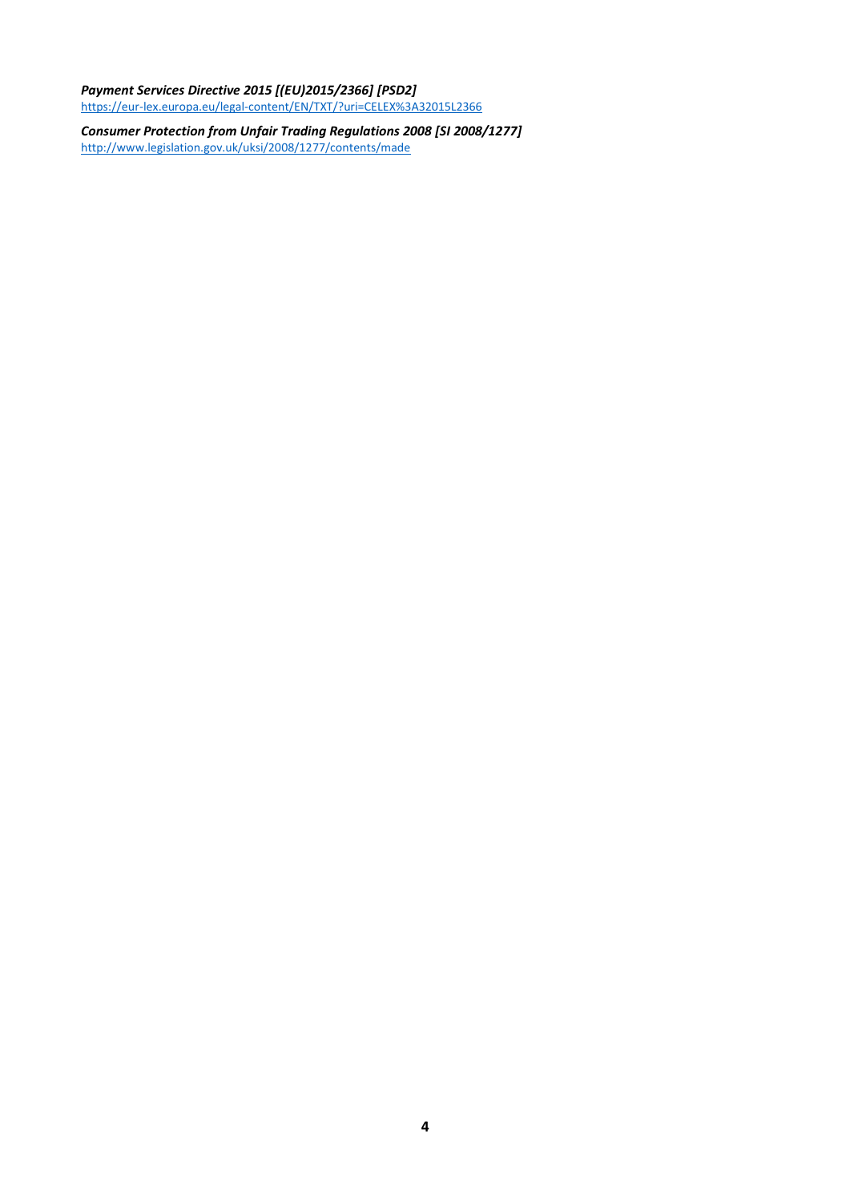***Payment Services Directive 2015 [(EU)2015/2366] [PSD2]***
https://eur-lex.europa.eu/legal-content/EN/TXT/?uri=CELEX%3A32015L2366

***Consumer Protection from Unfair Trading Regulations 2008 [SI 2008/1277]***
http://www.legislation.gov.uk/uksi/2008/1277/contents/made